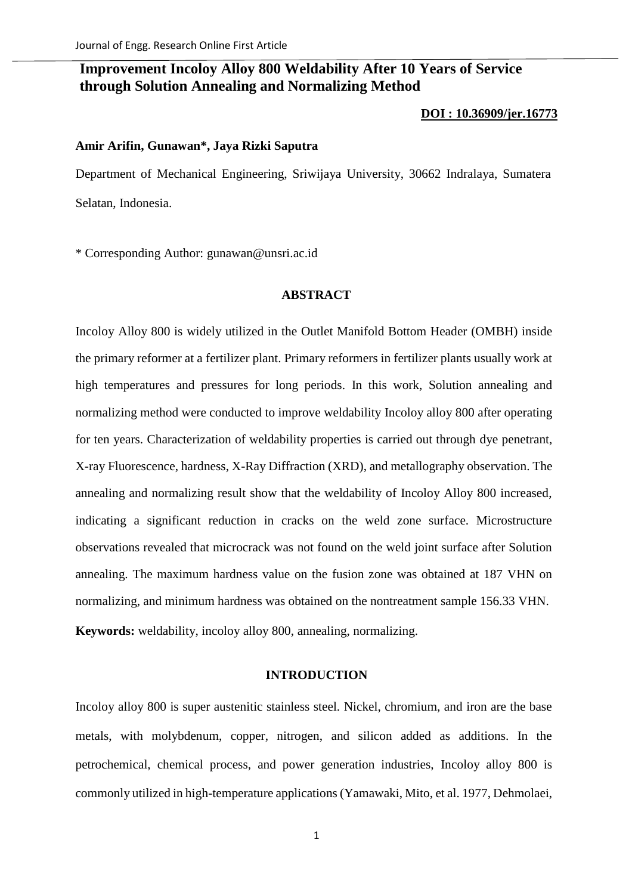# Improvement Incoloy Alloy 800 Weldability After 10 Years of Service through Solution Annealing and Normalizing Method

**DOI : 10.36909/jer.16773**

**Amir Arifin, Gunawan*, Jaya Rizki Saputra**

Department of Mechanical Engineering, Sriwijaya University, 30662 Indralaya, Sumatera Selatan, Indonesia.

* Corresponding Author: gunawan@unsri.ac.id

## ABSTRACT

Incoloy Alloy 800 is widely utilized in the Outlet Manifold Bottom Header (OMBH) inside the primary reformer at a fertilizer plant. Primary reformers in fertilizer plants usually work at high temperatures and pressures for long periods. In this work, Solution annealing and normalizing method were conducted to improve weldability Incoloy alloy 800 after operating for ten years. Characterization of weldability properties is carried out through dye penetrant, X-ray Fluorescence, hardness, X-Ray Diffraction (XRD), and metallography observation. The annealing and normalizing result show that the weldability of Incoloy Alloy 800 increased, indicating a significant reduction in cracks on the weld zone surface. Microstructure observations revealed that microcrack was not found on the weld joint surface after Solution annealing. The maximum hardness value on the fusion zone was obtained at 187 VHN on normalizing, and minimum hardness was obtained on the nontreatment sample 156.33 VHN.

**Keywords:** weldability, incoloy alloy 800, annealing, normalizing.

## INTRODUCTION

Incoloy alloy 800 is super austenitic stainless steel. Nickel, chromium, and iron are the base metals, with molybdenum, copper, nitrogen, and silicon added as additions. In the petrochemical, chemical process, and power generation industries, Incoloy alloy 800 is commonly utilized in high-temperature applications (Yamawaki, Mito, et al. 1977, Dehmolaei,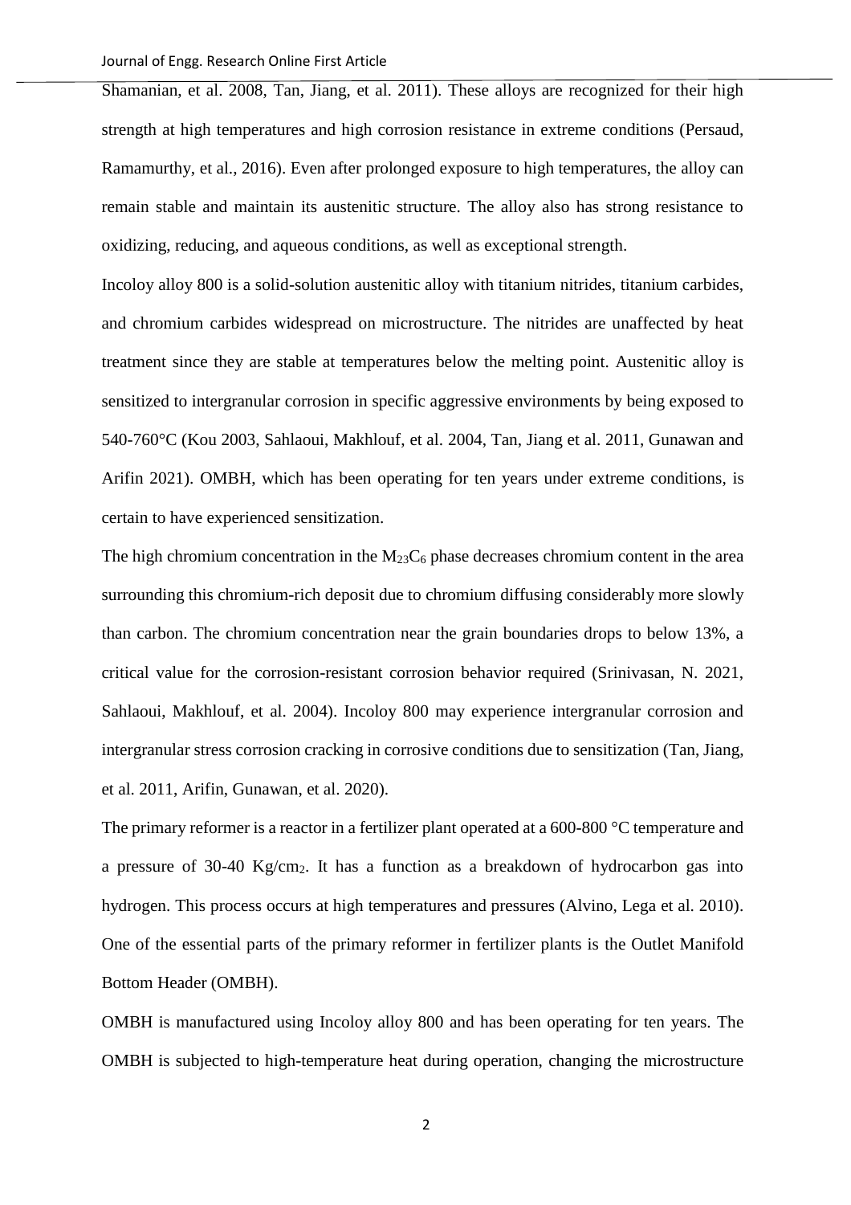Shamanian, et al. 2008, Tan, Jiang, et al. 2011). These alloys are recognized for their high strength at high temperatures and high corrosion resistance in extreme conditions (Persaud, Ramamurthy, et al., 2016). Even after prolonged exposure to high temperatures, the alloy can remain stable and maintain its austenitic structure. The alloy also has strong resistance to oxidizing, reducing, and aqueous conditions, as well as exceptional strength.

Incoloy alloy 800 is a solid-solution austenitic alloy with titanium nitrides, titanium carbides, and chromium carbides widespread on microstructure. The nitrides are unaffected by heat treatment since they are stable at temperatures below the melting point. Austenitic alloy is sensitized to intergranular corrosion in specific aggressive environments by being exposed to 540-760°C (Kou 2003, Sahlaoui, Makhlouf, et al. 2004, Tan, Jiang et al. 2011, Gunawan and Arifin 2021). OMBH, which has been operating for ten years under extreme conditions, is certain to have experienced sensitization.

The high chromium concentration in the $M_{23}C_6$ phase decreases chromium content in the area surrounding this chromium-rich deposit due to chromium diffusing considerably more slowly than carbon. The chromium concentration near the grain boundaries drops to below 13%, a critical value for the corrosion-resistant corrosion behavior required (Srinivasan, N. 2021, Sahlaoui, Makhlouf, et al. 2004). Incoloy 800 may experience intergranular corrosion and intergranular stress corrosion cracking in corrosive conditions due to sensitization (Tan, Jiang, et al. 2011, Arifin, Gunawan, et al. 2020).

The primary reformer is a reactor in a fertilizer plant operated at a 600-800 °C temperature and a pressure of 30-40 $Kg/cm_2$. It has a function as a breakdown of hydrocarbon gas into hydrogen. This process occurs at high temperatures and pressures (Alvino, Lega et al. 2010). One of the essential parts of the primary reformer in fertilizer plants is the Outlet Manifold Bottom Header (OMBH).

OMBH is manufactured using Incoloy alloy 800 and has been operating for ten years. The OMBH is subjected to high-temperature heat during operation, changing the microstructure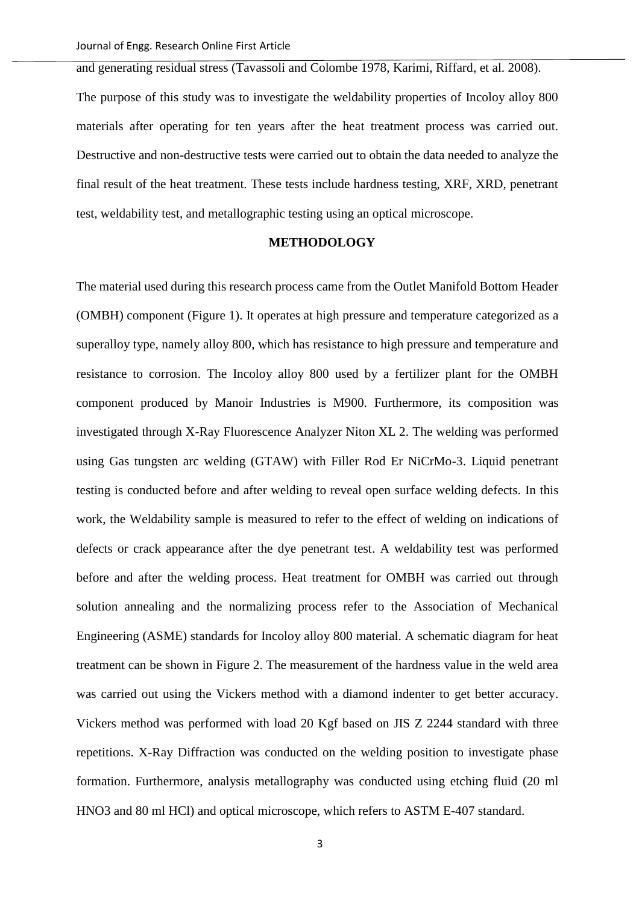and generating residual stress (Tavassoli and Colombe 1978, Karimi, Riffard, et al. 2008).

The purpose of this study was to investigate the weldability properties of Incoloy alloy 800 materials after operating for ten years after the heat treatment process was carried out. Destructive and non-destructive tests were carried out to obtain the data needed to analyze the final result of the heat treatment. These tests include hardness testing, XRF, XRD, penetrant test, weldability test, and metallographic testing using an optical microscope.

## METHODOLOGY

The material used during this research process came from the Outlet Manifold Bottom Header (OMBH) component (Figure 1). It operates at high pressure and temperature categorized as a superalloy type, namely alloy 800, which has resistance to high pressure and temperature and resistance to corrosion. The Incoloy alloy 800 used by a fertilizer plant for the OMBH component produced by Manoir Industries is M900. Furthermore, its composition was investigated through X-Ray Fluorescence Analyzer Niton XL 2. The welding was performed using Gas tungsten arc welding (GTAW) with Filler Rod Er NiCrMo-3. Liquid penetrant testing is conducted before and after welding to reveal open surface welding defects. In this work, the Weldability sample is measured to refer to the effect of welding on indications of defects or crack appearance after the dye penetrant test. A weldability test was performed before and after the welding process. Heat treatment for OMBH was carried out through solution annealing and the normalizing process refer to the Association of Mechanical Engineering (ASME) standards for Incoloy alloy 800 material. A schematic diagram for heat treatment can be shown in Figure 2. The measurement of the hardness value in the weld area was carried out using the Vickers method with a diamond indenter to get better accuracy. Vickers method was performed with load 20 Kgf based on JIS Z 2244 standard with three repetitions. X-Ray Diffraction was conducted on the welding position to investigate phase formation. Furthermore, analysis metallography was conducted using etching fluid (20 ml $HNO_3$ and 80 ml HCl) and optical microscope, which refers to ASTM E-407 standard.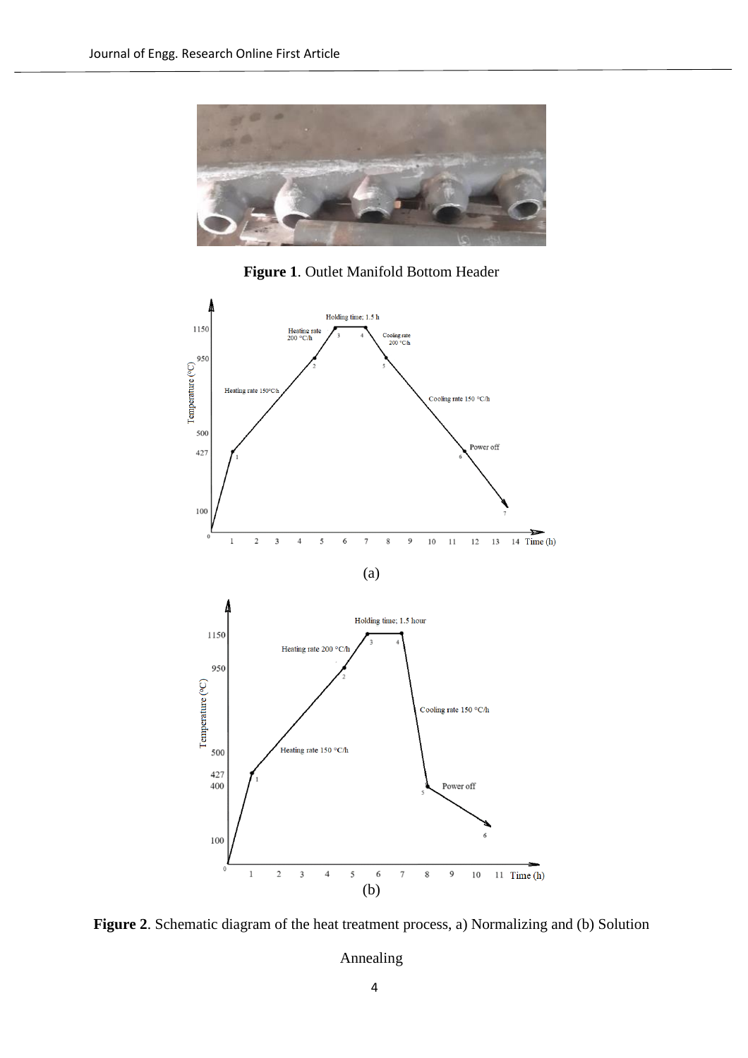**Figure 1**. Outlet Manifold Bottom Header

(a)

(b)

**Figure 2**. Schematic diagram of the heat treatment process, a) Normalizing and (b) Solution Annealing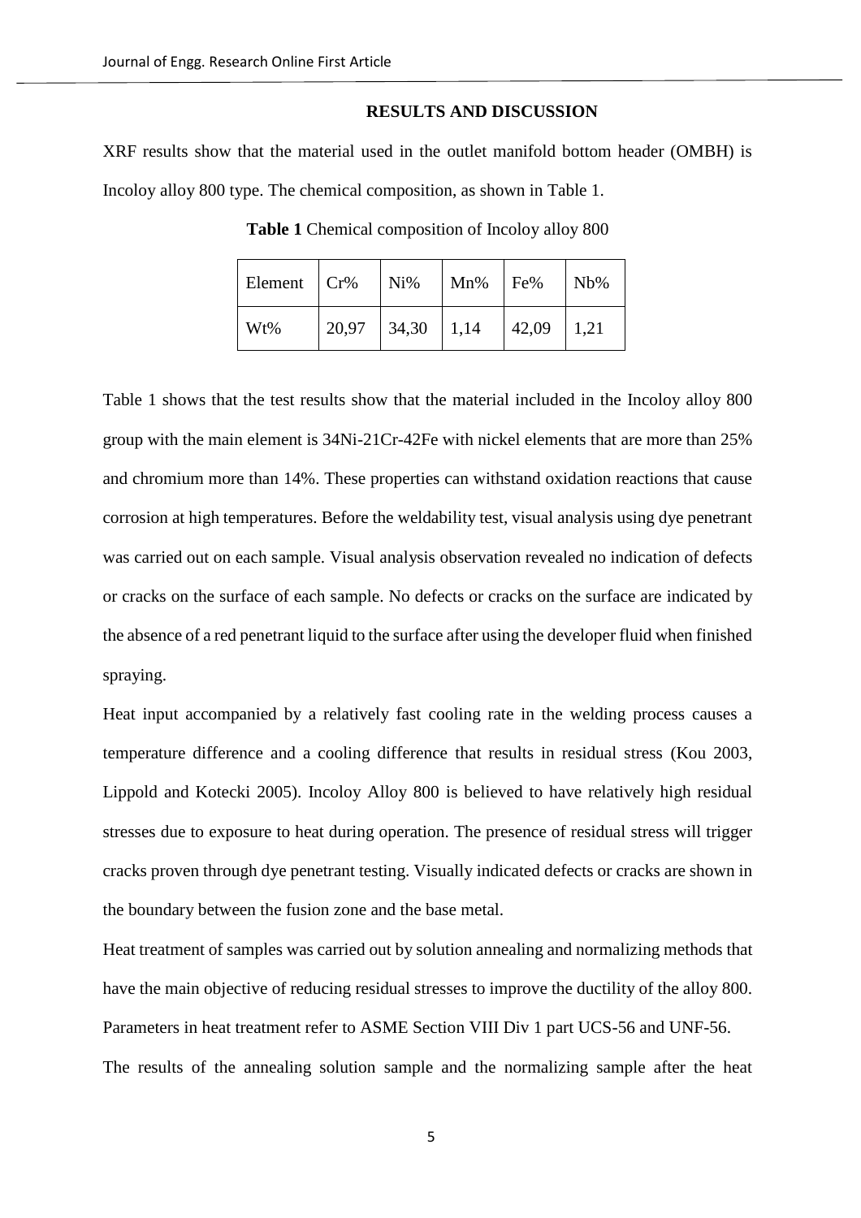## RESULTS AND DISCUSSION

XRF results show that the material used in the outlet manifold bottom header (OMBH) is Incoloy alloy 800 type. The chemical composition, as shown in Table 1.

**Table 1** Chemical composition of Incoloy alloy 800

| Element | Cr% | Ni% | Mn% | Fe% | Nb% |
|---|---|---|---|---|---|
| Wt% | 20,97 | 34,30 | 1,14 | 42,09 | 1,21 |

Table 1 shows that the test results show that the material included in the Incoloy alloy 800 group with the main element is 34Ni-21Cr-42Fe with nickel elements that are more than 25% and chromium more than 14%. These properties can withstand oxidation reactions that cause corrosion at high temperatures. Before the weldability test, visual analysis using dye penetrant was carried out on each sample. Visual analysis observation revealed no indication of defects or cracks on the surface of each sample. No defects or cracks on the surface are indicated by the absence of a red penetrant liquid to the surface after using the developer fluid when finished spraying.

Heat input accompanied by a relatively fast cooling rate in the welding process causes a temperature difference and a cooling difference that results in residual stress (Kou 2003, Lippold and Kotecki 2005). Incoloy Alloy 800 is believed to have relatively high residual stresses due to exposure to heat during operation. The presence of residual stress will trigger cracks proven through dye penetrant testing. Visually indicated defects or cracks are shown in the boundary between the fusion zone and the base metal.

Heat treatment of samples was carried out by solution annealing and normalizing methods that have the main objective of reducing residual stresses to improve the ductility of the alloy 800. Parameters in heat treatment refer to ASME Section VIII Div 1 part UCS-56 and UNF-56.

The results of the annealing solution sample and the normalizing sample after the heat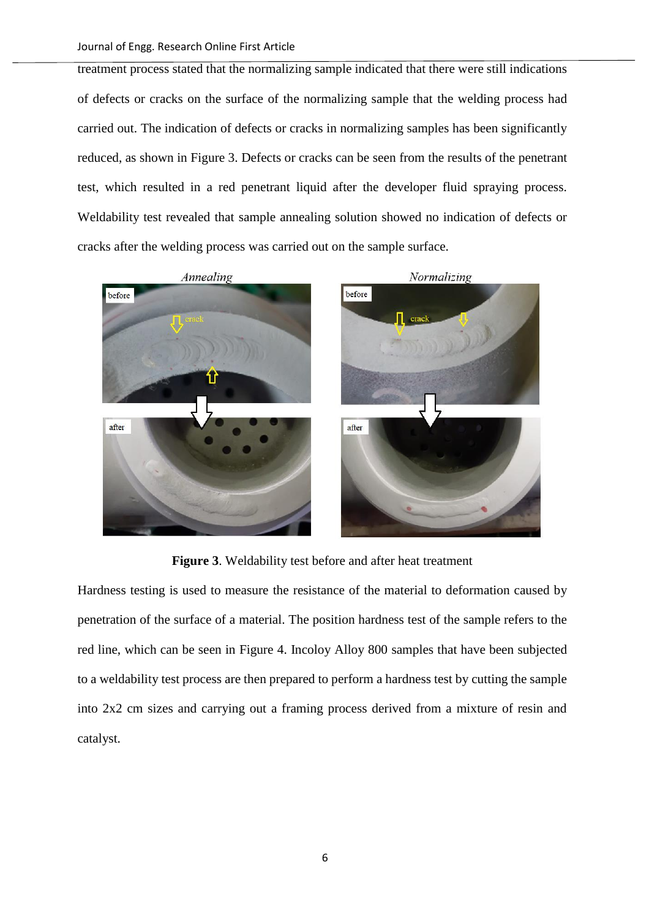treatment process stated that the normalizing sample indicated that there were still indications of defects or cracks on the surface of the normalizing sample that the welding process had carried out. The indication of defects or cracks in normalizing samples has been significantly reduced, as shown in Figure 3. Defects or cracks can be seen from the results of the penetrant test, which resulted in a red penetrant liquid after the developer fluid spraying process. Weldability test revealed that sample annealing solution showed no indication of defects or cracks after the welding process was carried out on the sample surface.

**Figure 3**. Weldability test before and after heat treatment

Hardness testing is used to measure the resistance of the material to deformation caused by penetration of the surface of a material. The position hardness test of the sample refers to the red line, which can be seen in Figure 4. Incoloy Alloy 800 samples that have been subjected to a weldability test process are then prepared to perform a hardness test by cutting the sample into 2x2 cm sizes and carrying out a framing process derived from a mixture of resin and catalyst.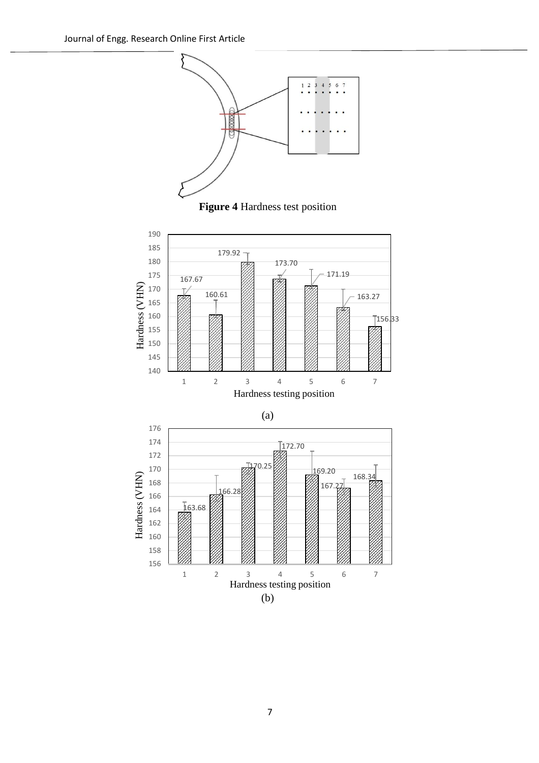**Figure 4** Hardness test position

(a)

(b)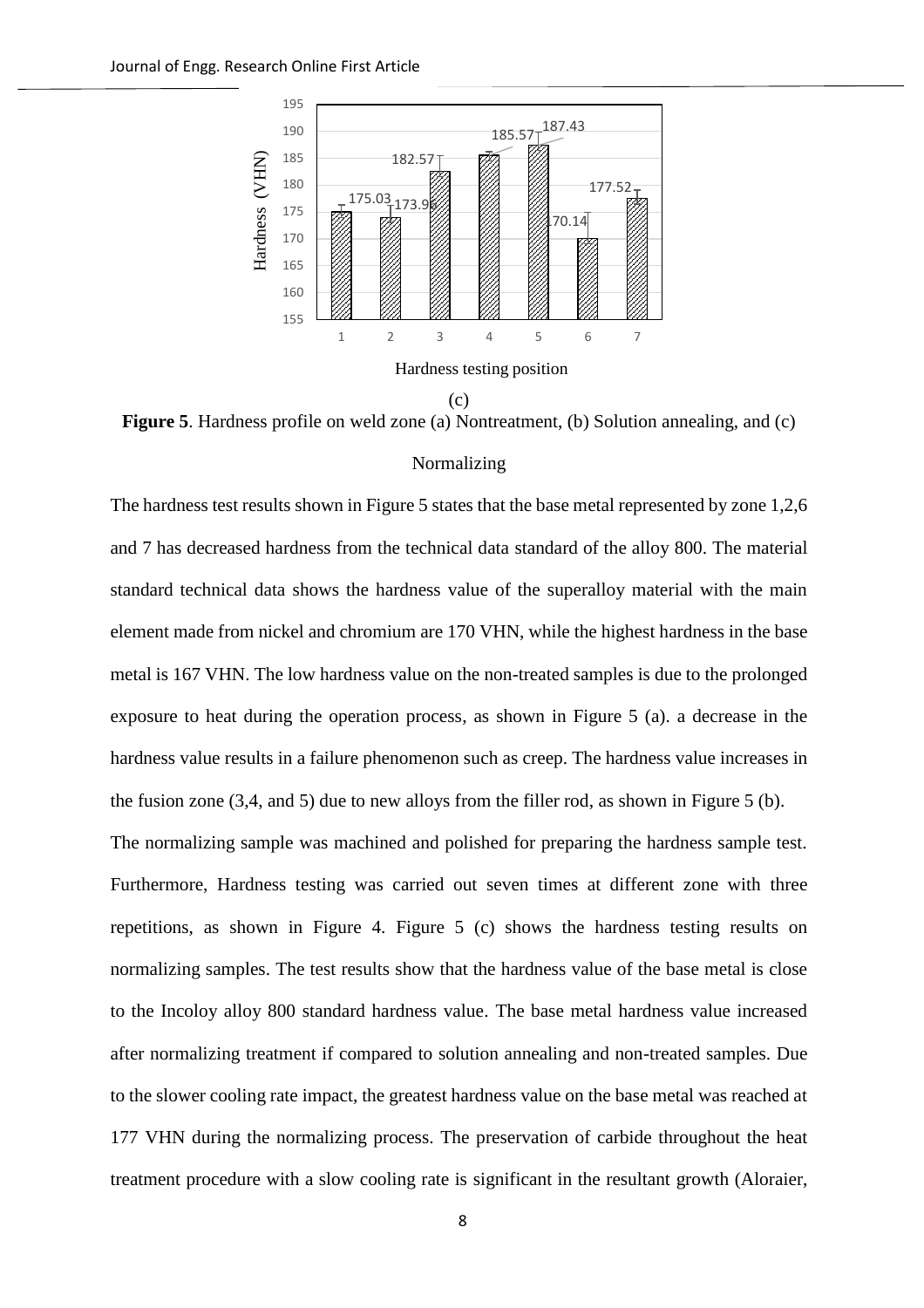(c)

**Figure 5**. Hardness profile on weld zone (a) Nontreatment, (b) Solution annealing, and (c) Normalizing

The hardness test results shown in Figure 5 states that the base metal represented by zone 1,2,6 and 7 has decreased hardness from the technical data standard of the alloy 800. The material standard technical data shows the hardness value of the superalloy material with the main element made from nickel and chromium are 170 VHN, while the highest hardness in the base metal is 167 VHN. The low hardness value on the non-treated samples is due to the prolonged exposure to heat during the operation process, as shown in Figure 5 (a). a decrease in the hardness value results in a failure phenomenon such as creep. The hardness value increases in the fusion zone (3,4, and 5) due to new alloys from the filler rod, as shown in Figure 5 (b).

The normalizing sample was machined and polished for preparing the hardness sample test. Furthermore, Hardness testing was carried out seven times at different zone with three repetitions, as shown in Figure 4. Figure 5 (c) shows the hardness testing results on normalizing samples. The test results show that the hardness value of the base metal is close to the Incoloy alloy 800 standard hardness value. The base metal hardness value increased after normalizing treatment if compared to solution annealing and non-treated samples. Due to the slower cooling rate impact, the greatest hardness value on the base metal was reached at 177 VHN during the normalizing process. The preservation of carbide throughout the heat treatment procedure with a slow cooling rate is significant in the resultant growth (Aloraier,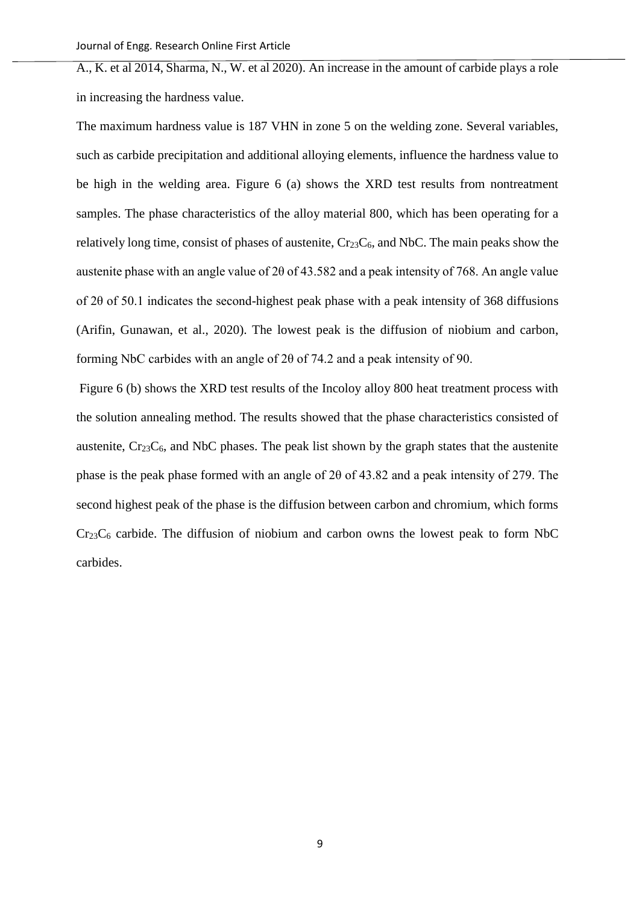A., K. et al 2014, Sharma, N., W. et al 2020). An increase in the amount of carbide plays a role in increasing the hardness value.

The maximum hardness value is 187 VHN in zone 5 on the welding zone. Several variables, such as carbide precipitation and additional alloying elements, influence the hardness value to be high in the welding area. Figure 6 (a) shows the XRD test results from nontreatment samples. The phase characteristics of the alloy material 800, which has been operating for a relatively long time, consist of phases of austenite, $Cr_{23}C_6$, and NbC. The main peaks show the austenite phase with an angle value of 2θ of 43.582 and a peak intensity of 768. An angle value of 2θ of 50.1 indicates the second-highest peak phase with a peak intensity of 368 diffusions (Arifin, Gunawan, et al., 2020). The lowest peak is the diffusion of niobium and carbon, forming NbC carbides with an angle of 2θ of 74.2 and a peak intensity of 90.

Figure 6 (b) shows the XRD test results of the Incoloy alloy 800 heat treatment process with the solution annealing method. The results showed that the phase characteristics consisted of austenite, $Cr_{23}C_6$, and NbC phases. The peak list shown by the graph states that the austenite phase is the peak phase formed with an angle of 2θ of 43.82 and a peak intensity of 279. The second highest peak of the phase is the diffusion between carbon and chromium, which forms $Cr_{23}C_6$ carbide. The diffusion of niobium and carbon owns the lowest peak to form NbC carbides.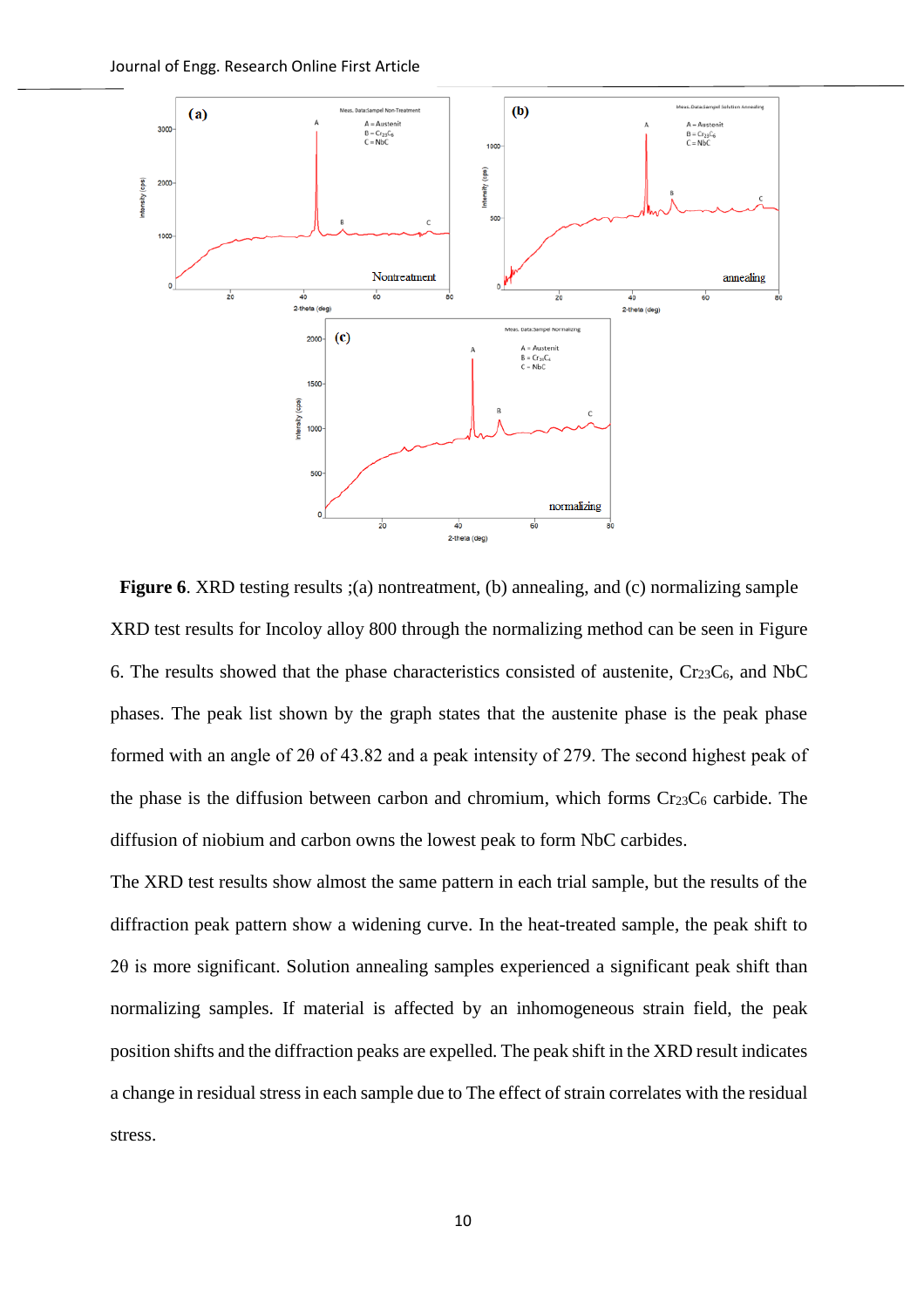**Figure 6**. XRD testing results ;(a) nontreatment, (b) annealing, and (c) normalizing sample

XRD test results for Incoloy alloy 800 through the normalizing method can be seen in Figure 6. The results showed that the phase characteristics consisted of austenite, $Cr_{23}C_6$, and NbC phases. The peak list shown by the graph states that the austenite phase is the peak phase formed with an angle of 2θ of 43.82 and a peak intensity of 279. The second highest peak of the phase is the diffusion between carbon and chromium, which forms $Cr_{23}C_6$ carbide. The diffusion of niobium and carbon owns the lowest peak to form NbC carbides.

The XRD test results show almost the same pattern in each trial sample, but the results of the diffraction peak pattern show a widening curve. In the heat-treated sample, the peak shift to 2θ is more significant. Solution annealing samples experienced a significant peak shift than normalizing samples. If material is affected by an inhomogeneous strain field, the peak position shifts and the diffraction peaks are expelled. The peak shift in the XRD result indicates a change in residual stress in each sample due to The effect of strain correlates with the residual stress.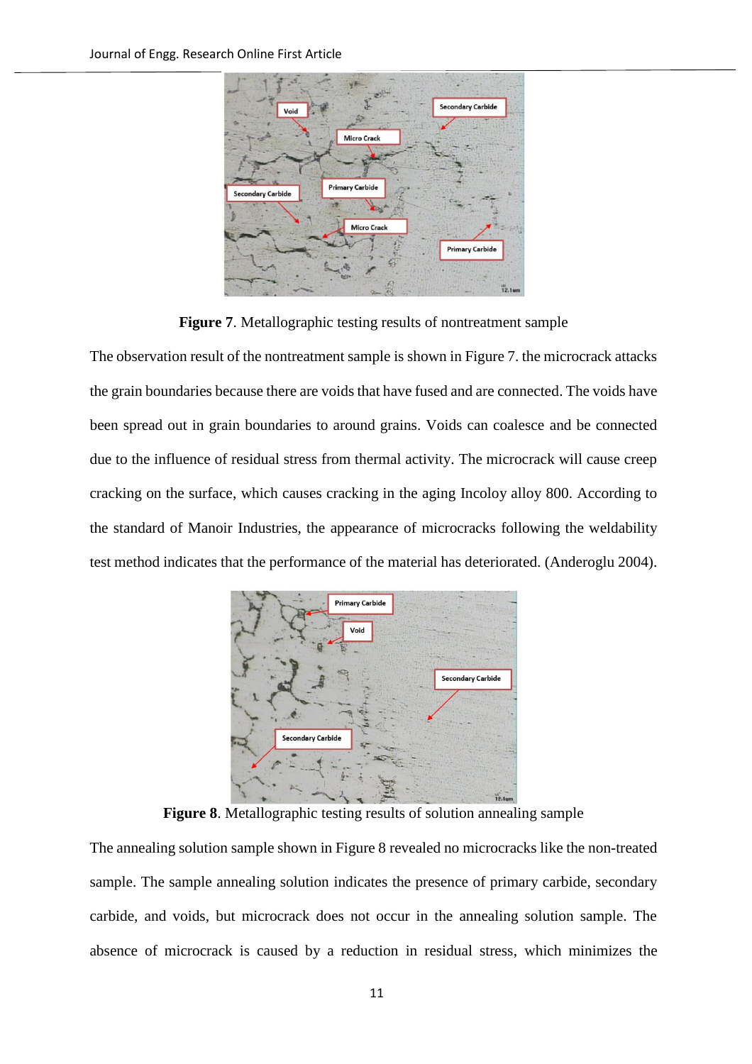**Figure 7**. Metallographic testing results of nontreatment sample

The observation result of the nontreatment sample is shown in Figure 7. the microcrack attacks the grain boundaries because there are voids that have fused and are connected. The voids have been spread out in grain boundaries to around grains. Voids can coalesce and be connected due to the influence of residual stress from thermal activity. The microcrack will cause creep cracking on the surface, which causes cracking in the aging Incoloy alloy 800. According to the standard of Manoir Industries, the appearance of microcracks following the weldability test method indicates that the performance of the material has deteriorated. (Anderoglu 2004).

**Figure 8**. Metallographic testing results of solution annealing sample

The annealing solution sample shown in Figure 8 revealed no microcracks like the non-treated sample. The sample annealing solution indicates the presence of primary carbide, secondary carbide, and voids, but microcrack does not occur in the annealing solution sample. The absence of microcrack is caused by a reduction in residual stress, which minimizes the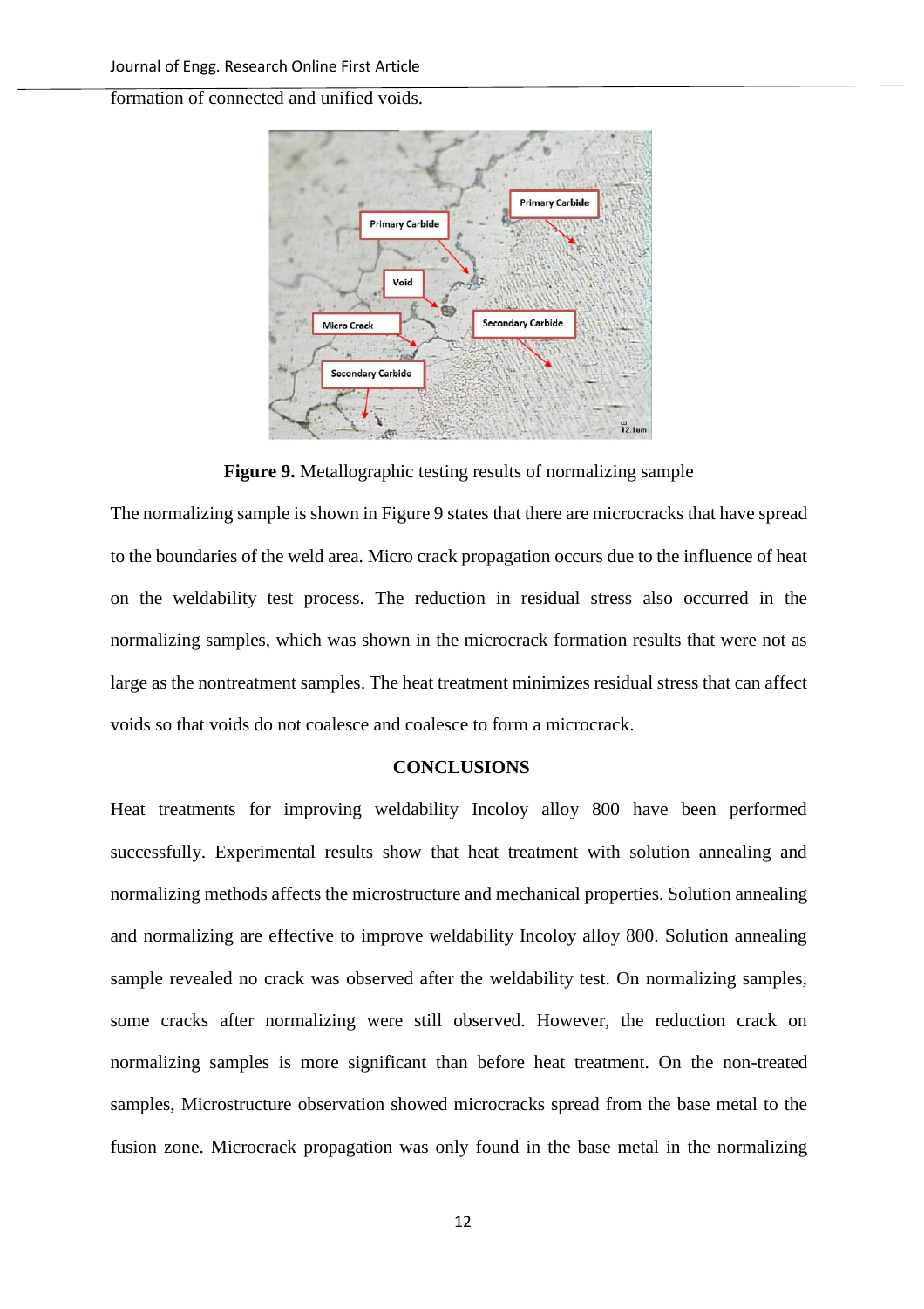formation of connected and unified voids.

**Figure 9.** Metallographic testing results of normalizing sample

The normalizing sample is shown in Figure 9 states that there are microcracks that have spread to the boundaries of the weld area. Micro crack propagation occurs due to the influence of heat on the weldability test process. The reduction in residual stress also occurred in the normalizing samples, which was shown in the microcrack formation results that were not as large as the nontreatment samples. The heat treatment minimizes residual stress that can affect voids so that voids do not coalesce and coalesce to form a microcrack.

## CONCLUSIONS

Heat treatments for improving weldability Incoloy alloy 800 have been performed successfully. Experimental results show that heat treatment with solution annealing and normalizing methods affects the microstructure and mechanical properties. Solution annealing and normalizing are effective to improve weldability Incoloy alloy 800. Solution annealing sample revealed no crack was observed after the weldability test. On normalizing samples, some cracks after normalizing were still observed. However, the reduction crack on normalizing samples is more significant than before heat treatment. On the non-treated samples, Microstructure observation showed microcracks spread from the base metal to the fusion zone. Microcrack propagation was only found in the base metal in the normalizing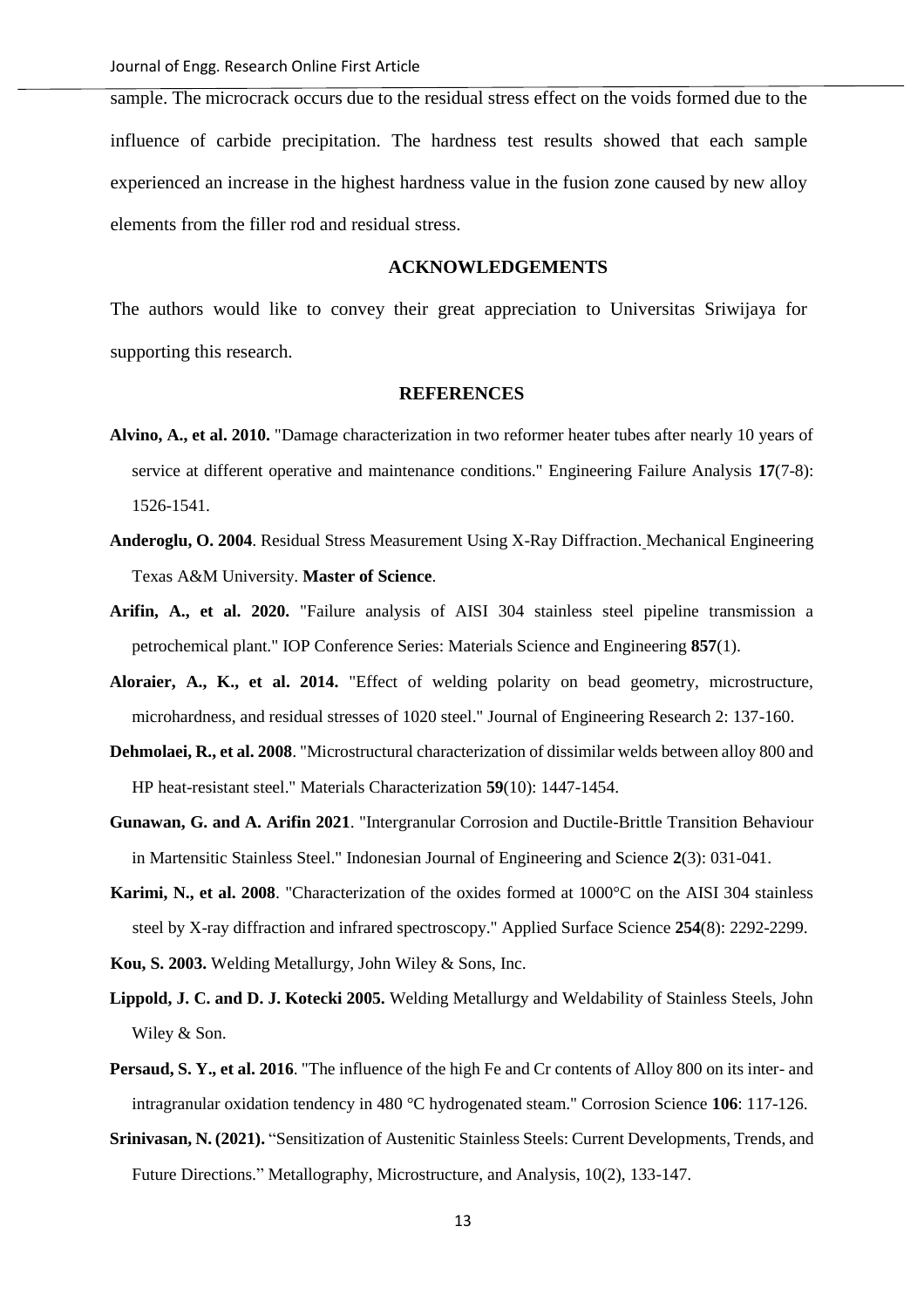sample. The microcrack occurs due to the residual stress effect on the voids formed due to the influence of carbide precipitation. The hardness test results showed that each sample experienced an increase in the highest hardness value in the fusion zone caused by new alloy elements from the filler rod and residual stress.

## ACKNOWLEDGEMENTS

The authors would like to convey their great appreciation to Universitas Sriwijaya for supporting this research.

## REFERENCES

**Alvino, A., et al. 2010.** "Damage characterization in two reformer heater tubes after nearly 10 years of service at different operative and maintenance conditions." Engineering Failure Analysis **17**(7-8): 1526-1541.

**Anderoglu, O. 2004**. Residual Stress Measurement Using X-Ray Diffraction. Mechanical Engineering Texas A&M University. **Master of Science**.

**Arifin, A., et al. 2020.** "Failure analysis of AISI 304 stainless steel pipeline transmission a petrochemical plant." IOP Conference Series: Materials Science and Engineering **857**(1).

**Aloraier, A., K., et al. 2014.** "Effect of welding polarity on bead geometry, microstructure, microhardness, and residual stresses of 1020 steel." Journal of Engineering Research 2: 137-160.

**Dehmolaei, R., et al. 2008**. "Microstructural characterization of dissimilar welds between alloy 800 and HP heat-resistant steel." Materials Characterization **59**(10): 1447-1454.

**Gunawan, G. and A. Arifin 2021**. "Intergranular Corrosion and Ductile-Brittle Transition Behaviour in Martensitic Stainless Steel." Indonesian Journal of Engineering and Science **2**(3): 031-041.

**Karimi, N., et al. 2008**. "Characterization of the oxides formed at 1000°C on the AISI 304 stainless steel by X-ray diffraction and infrared spectroscopy." Applied Surface Science **254**(8): 2292-2299.

**Kou, S. 2003.** Welding Metallurgy, John Wiley & Sons, Inc.

**Lippold, J. C. and D. J. Kotecki 2005.** Welding Metallurgy and Weldability of Stainless Steels, John Wiley & Son.

**Persaud, S. Y., et al. 2016**. "The influence of the high Fe and Cr contents of Alloy 800 on its inter- and intragranular oxidation tendency in 480 °C hydrogenated steam." Corrosion Science **106**: 117-126.

**Srinivasan, N. (2021).** "Sensitization of Austenitic Stainless Steels: Current Developments, Trends, and Future Directions." Metallography, Microstructure, and Analysis, 10(2), 133-147.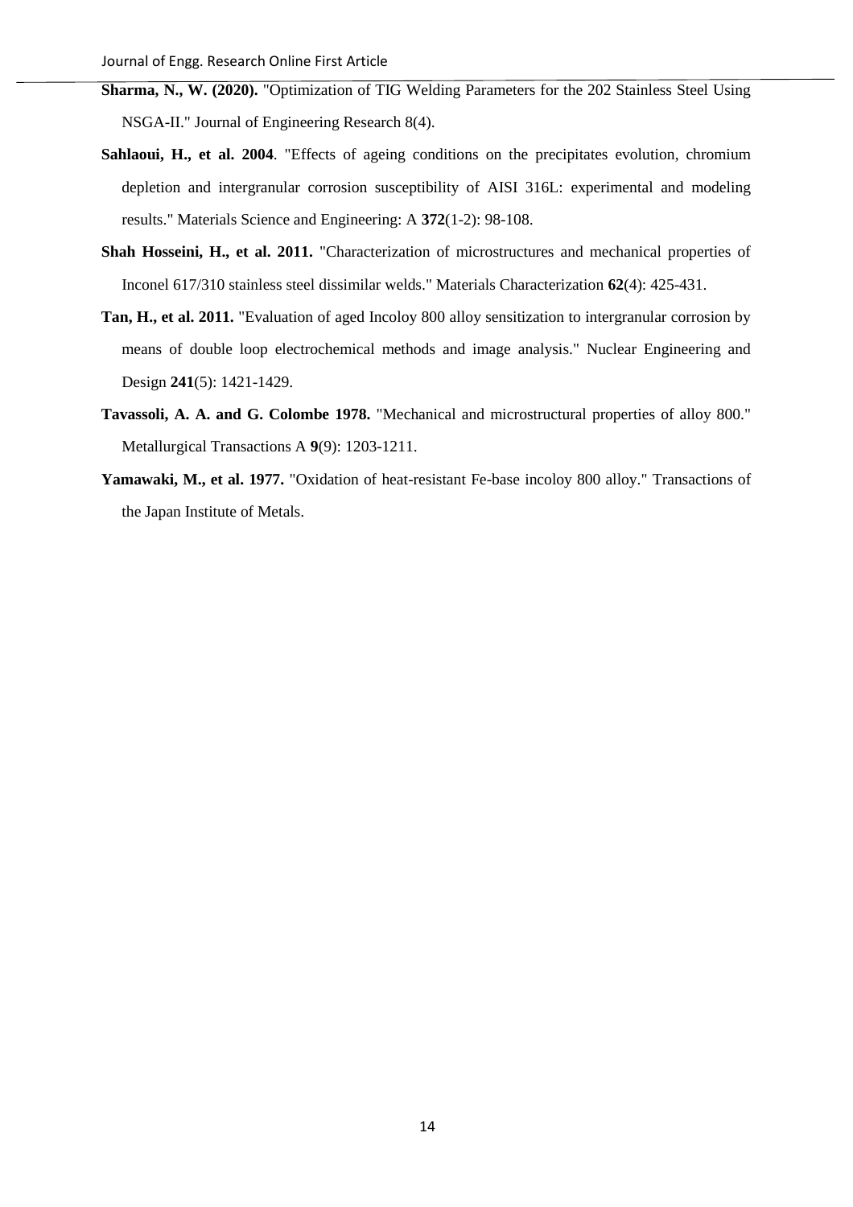**Sharma, N., W. (2020).** "Optimization of TIG Welding Parameters for the 202 Stainless Steel Using NSGA-II." Journal of Engineering Research 8(4).

**Sahlaoui, H., et al. 2004**. "Effects of ageing conditions on the precipitates evolution, chromium depletion and intergranular corrosion susceptibility of AISI 316L: experimental and modeling results." Materials Science and Engineering: A **372**(1-2): 98-108.

**Shah Hosseini, H., et al. 2011.** "Characterization of microstructures and mechanical properties of Inconel 617/310 stainless steel dissimilar welds." Materials Characterization **62**(4): 425-431.

**Tan, H., et al. 2011.** "Evaluation of aged Incoloy 800 alloy sensitization to intergranular corrosion by means of double loop electrochemical methods and image analysis." Nuclear Engineering and Design **241**(5): 1421-1429.

**Tavassoli, A. A. and G. Colombe 1978.** "Mechanical and microstructural properties of alloy 800." Metallurgical Transactions A **9**(9): 1203-1211.

**Yamawaki, M., et al. 1977.** "Oxidation of heat-resistant Fe-base incoloy 800 alloy." Transactions of the Japan Institute of Metals.